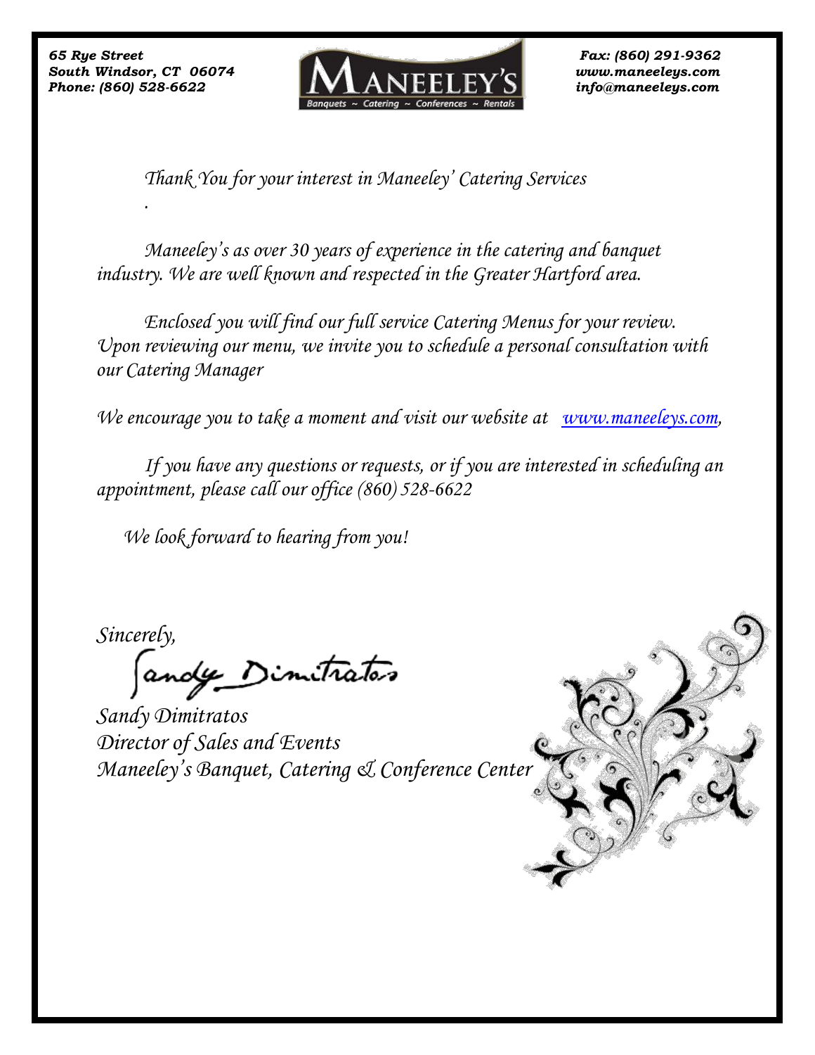65 Rye Street
South Windsor, CT 06074
Phone: (860) 528-6622

MANEELEY'S
Banquets ~ Catering ~ Conferences ~ Rentals

Fax: (860) 291-9362
www.maneeleys.com
info@maneeleys.com

*Thank You for your interest in Maneeley' Catering Services*

*.*

*Maneeley's as over 30 years of experience in the catering and banquet industry. We are well known and respected in the Greater Hartford area.*

*Enclosed you will find our full service Catering Menus for your review. Upon reviewing our menu, we invite you to schedule a personal consultation with our Catering Manager*

*We encourage you to take a moment and visit our website at [www.maneeleys.com](http://www.maneeleys.com),*

*If you have any questions or requests, or if you are interested in scheduling an appointment, please call our office (860) 528-6622*

*We look forward to hearing from you!*

*Sincerely,*

*Sandy Dimitratos*

*Sandy Dimitratos*
*Director of Sales and Events*
*Maneeley's Banquet, Catering & Conference Center*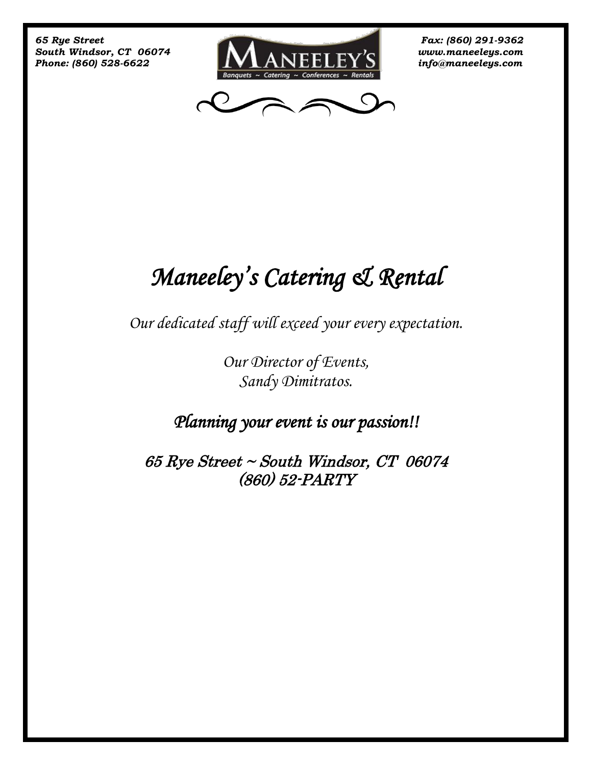*65 Rye Street*
*South Windsor, CT 06074*
*Phone: (860) 528-6622*

*Fax: (860) 291-9362*
*www.maneeleys.com*
*info@maneeleys.com*

# *Maneeley's Catering & Rental*

*Our dedicated staff will exceed your every expectation.*

*Our Director of Events,*
*Sandy Dimitratos.*

## *Planning your event is our passion!!*

*65 Rye Street ~ South Windsor, CT 06074*
*(860) 52-PARTY*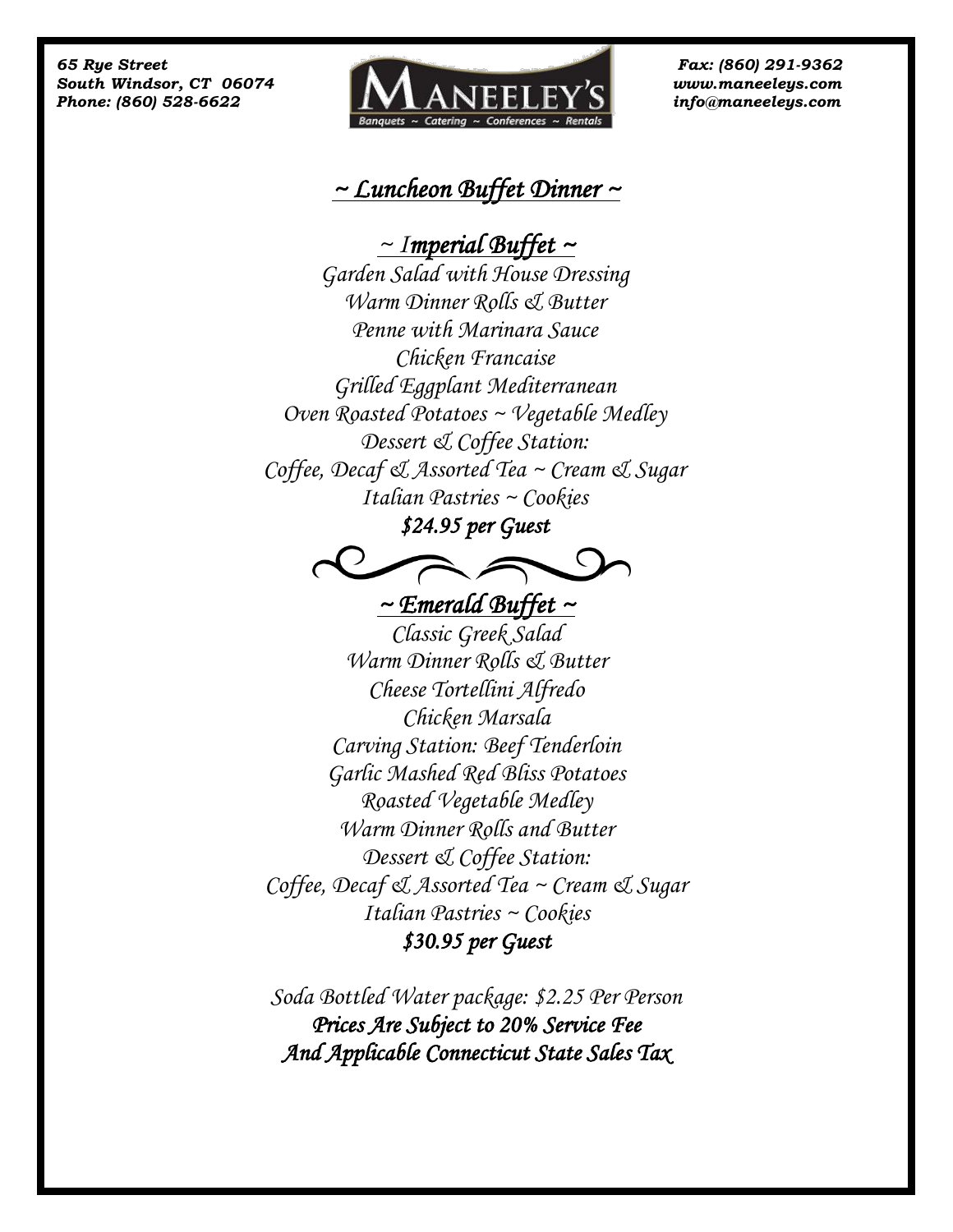65 Rye Street
South Windsor, CT 06074
Phone: (860) 528-6622

Fax: (860) 291-9362
www.maneeleys.com
info@maneeleys.com

# ~ Luncheon Buffet Dinner ~

## ~ Imperial Buffet ~

Garden Salad with House Dressing
Warm Dinner Rolls & Butter
Penne with Marinara Sauce
Chicken Francaise
Grilled Eggplant Mediterranean
Oven Roasted Potatoes ~ Vegetable Medley
Dessert & Coffee Station:
Coffee, Decaf & Assorted Tea ~ Cream & Sugar
Italian Pastries ~ Cookies

**$24.95 per Guest**

## ~ Emerald Buffet ~

Classic Greek Salad
Warm Dinner Rolls & Butter
Cheese Tortellini Alfredo
Chicken Marsala
Carving Station: Beef Tenderloin
Garlic Mashed Red Bliss Potatoes
Roasted Vegetable Medley
Warm Dinner Rolls and Butter
Dessert & Coffee Station:
Coffee, Decaf & Assorted Tea ~ Cream & Sugar
Italian Pastries ~ Cookies

**$30.95 per Guest**

Soda Bottled Water package: $2.25 Per Person

**Prices Are Subject to 20% Service Fee**
**And Applicable Connecticut State Sales Tax**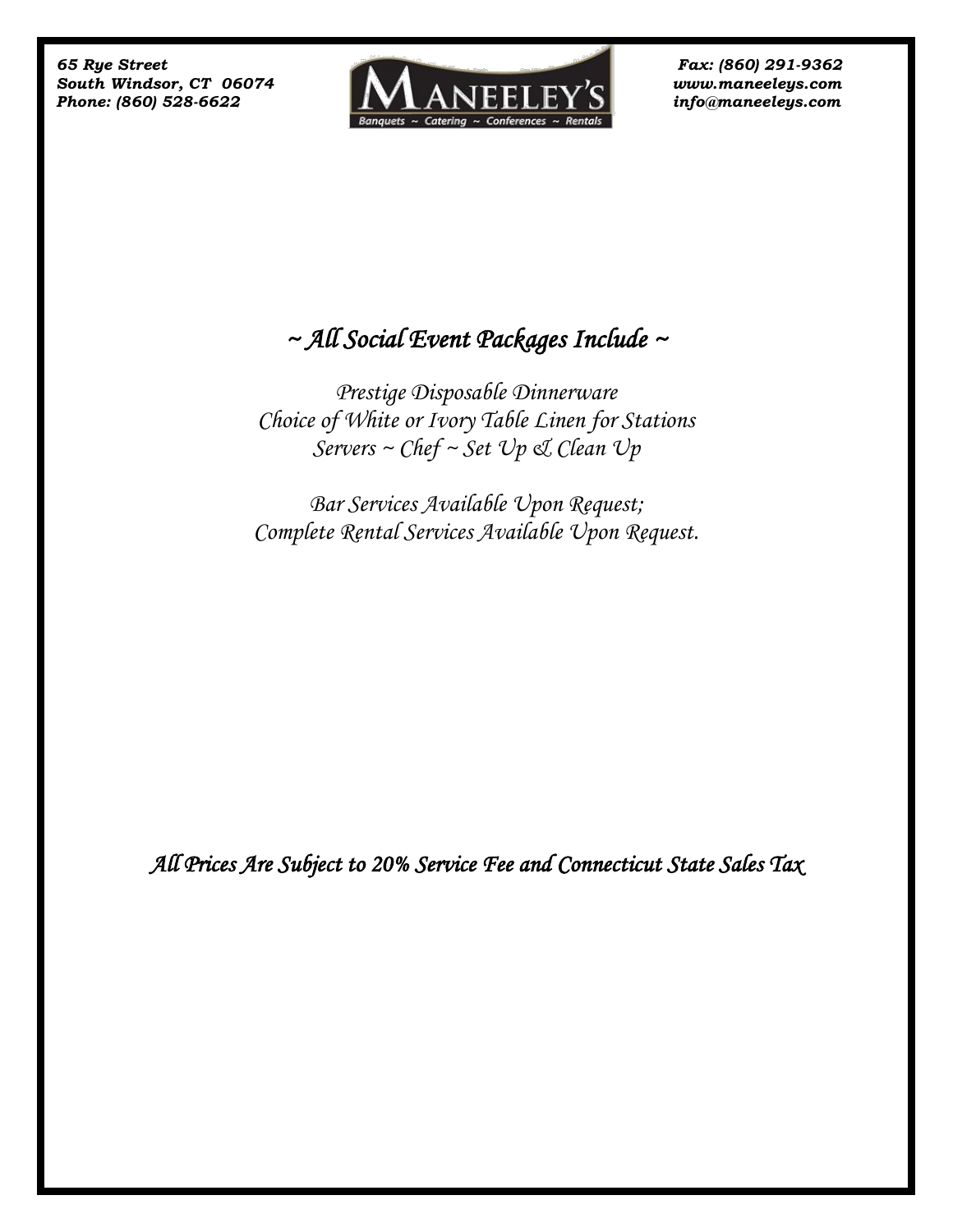*65 Rye Street*
*South Windsor, CT 06074*
*Phone: (860) 528-6622*

*Fax: (860) 291-9362*
*www.maneeleys.com*
*info@maneeleys.com*

## *~ All Social Event Packages Include ~*

*Prestige Disposable Dinnerware*
*Choice of White or Ivory Table Linen for Stations*
*Servers ~ Chef ~ Set Up & Clean Up*

*Bar Services Available Upon Request;*
*Complete Rental Services Available Upon Request.*

*All Prices Are Subject to 20% Service Fee and Connecticut State Sales Tax*